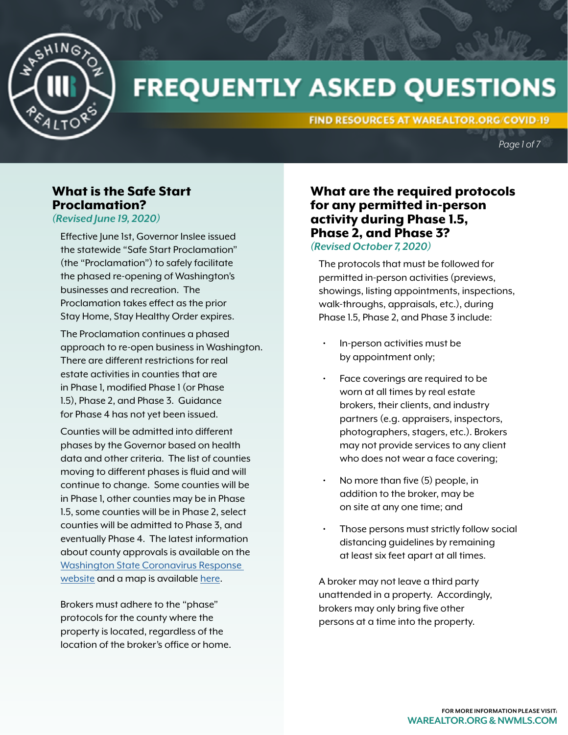# FREQUENTLY ASKED QUESTIONS

FIND RESOURCES AT WAREALTOR.ORG/COVID-19

## What is the Safe Start Proclamation?

*(Revised June 19, 2020)*

Effective June 1st, Governor Inslee issued the statewide "Safe Start Proclamation" (the "Proclamation") to safely facilitate the phased re-opening of Washington's businesses and recreation. The Proclamation takes effect as the prior Stay Home, Stay Healthy Order expires.

The Proclamation continues a phased approach to re-open business in Washington. There are different restrictions for real estate activities in counties that are in Phase 1, modified Phase 1 (or Phase 1.5), Phase 2, and Phase 3. Guidance for Phase 4 has not yet been issued.

Counties will be admitted into different phases by the Governor based on health data and other criteria. The list of counties moving to different phases is fluid and will continue to change. Some counties will be in Phase 1, other counties may be in Phase 1.5, some counties will be in Phase 2, select counties will be admitted to Phase 3, and eventually Phase 4. The latest information about county approvals is available on the Washington State Coronavirus Response website and a map is available here.

Brokers must adhere to the "phase" protocols for the county where the property is located, regardless of the location of the broker's office or home.

## What are the required protocols for any permitted in-person activity during Phase 1.5, Phase 2, and Phase 3?

*(Revised October 7, 2020)*

The protocols that must be followed for permitted in-person activities (previews, showings, listing appointments, inspections, walk-throughs, appraisals, etc.), during Phase 1.5, Phase 2, and Phase 3 include:

- In-person activities must be by appointment only;
- Face coverings are required to be worn at all times by real estate brokers, their clients, and industry partners (e.g. appraisers, inspectors, photographers, stagers, etc.). Brokers may not provide services to any client who does not wear a face covering;
- No more than five (5) people, in addition to the broker, may be on site at any one time; and
- Those persons must strictly follow social distancing guidelines by remaining at least six feet apart at all times.

A broker may not leave a third party unattended in a property. Accordingly, brokers may only bring five other persons at a time into the property.

FOR MORE INFORMATION PLEASE VISIT: WAREALTOR.ORG & NWMLS.COM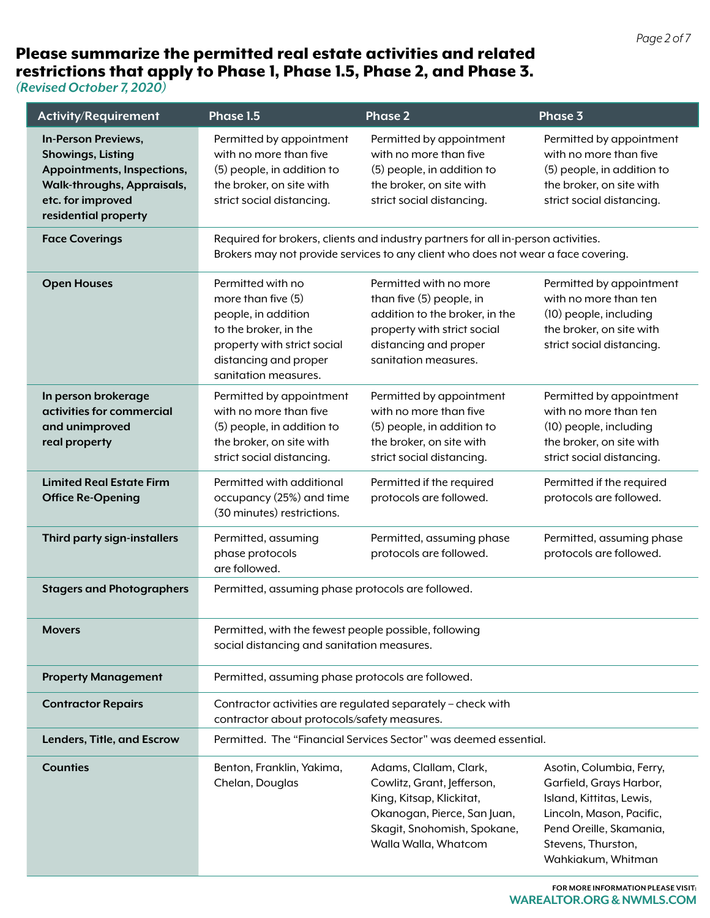## Please summarize the permitted real estate activities and related restrictions that apply to Phase 1, Phase 1.5, Phase 2, and Phase 3.

*(Revised October 7, 2020)*

| Activity/Requirement | Phase 1.5 | Phase 2 | Phase 3 |
|---|---|---|---|
| **In-Person Previews, Showings, Listing Appointments, Inspections, Walk-throughs, Appraisals, etc. for improved residential property** | Permitted by appointment with no more than five (5) people, in addition to the broker, on site with strict social distancing. | Permitted by appointment with no more than five (5) people, in addition to the broker, on site with strict social distancing. | Permitted by appointment with no more than five (5) people, in addition to the broker, on site with strict social distancing. |
| **Face Coverings** | Required for brokers, clients and industry partners for all in-person activities. Brokers may not provide services to any client who does not wear a face covering. | | |
| **Open Houses** | Permitted with no more than five (5) people, in addition to the broker, in the property with strict social distancing and proper sanitation measures. | Permitted with no more than five (5) people, in addition to the broker, in the property with strict social distancing and proper sanitation measures. | Permitted by appointment with no more than ten (10) people, including the broker, on site with strict social distancing. |
| **In person brokerage activities for commercial and unimproved real property** | Permitted by appointment with no more than five (5) people, in addition to the broker, on site with strict social distancing. | Permitted by appointment with no more than five (5) people, in addition to the broker, on site with strict social distancing. | Permitted by appointment with no more than ten (10) people, including the broker, on site with strict social distancing. |
| **Limited Real Estate Firm Office Re-Opening** | Permitted with additional occupancy (25%) and time (30 minutes) restrictions. | Permitted if the required protocols are followed. | Permitted if the required protocols are followed. |
| **Third party sign-installers** | Permitted, assuming phase protocols are followed. | Permitted, assuming phase protocols are followed. | Permitted, assuming phase protocols are followed. |
| **Stagers and Photographers** | Permitted, assuming phase protocols are followed. | | |
| **Movers** | Permitted, with the fewest people possible, following social distancing and sanitation measures. | | |
| **Property Management** | Permitted, assuming phase protocols are followed. | | |
| **Contractor Repairs** | Contractor activities are regulated separately – check with contractor about protocols/safety measures. | | |
| **Lenders, Title, and Escrow** | Permitted. The "Financial Services Sector" was deemed essential. | | |
| **Counties** | Benton, Franklin, Yakima, Chelan, Douglas | Adams, Clallam, Clark, Cowlitz, Grant, Jefferson, King, Kitsap, Klickitat, Okanogan, Pierce, San Juan, Skagit, Snohomish, Spokane, Walla Walla, Whatcom | Asotin, Columbia, Ferry, Garfield, Grays Harbor, Island, Kittitas, Lewis, Lincoln, Mason, Pacific, Pend Oreille, Skamania, Stevens, Thurston, Wahkiakum, Whitman |

FOR MORE INFORMATION PLEASE VISIT: **WAREALTOR.ORG & NWMLS.COM**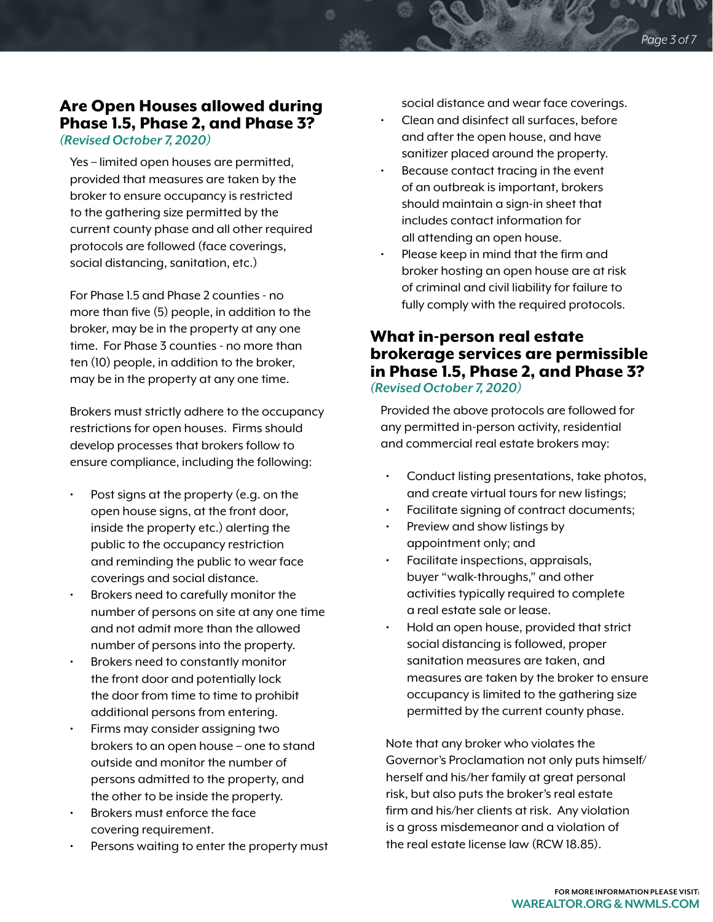## Are Open Houses allowed during Phase 1.5, Phase 2, and Phase 3?

*(Revised October 7, 2020)*

Yes – limited open houses are permitted, provided that measures are taken by the broker to ensure occupancy is restricted to the gathering size permitted by the current county phase and all other required protocols are followed (face coverings, social distancing, sanitation, etc.)

For Phase 1.5 and Phase 2 counties - no more than five (5) people, in addition to the broker, may be in the property at any one time. For Phase 3 counties - no more than ten (10) people, in addition to the broker, may be in the property at any one time.

Brokers must strictly adhere to the occupancy restrictions for open houses. Firms should develop processes that brokers follow to ensure compliance, including the following:

- Post signs at the property (e.g. on the open house signs, at the front door, inside the property etc.) alerting the public to the occupancy restriction and reminding the public to wear face coverings and social distance.
- Brokers need to carefully monitor the number of persons on site at any one time and not admit more than the allowed number of persons into the property.
- Brokers need to constantly monitor the front door and potentially lock the door from time to time to prohibit additional persons from entering.
- Firms may consider assigning two brokers to an open house – one to stand outside and monitor the number of persons admitted to the property, and the other to be inside the property.
- Brokers must enforce the face covering requirement.
- Persons waiting to enter the property must social distance and wear face coverings.
- Clean and disinfect all surfaces, before and after the open house, and have sanitizer placed around the property.
- Because contact tracing in the event of an outbreak is important, brokers should maintain a sign-in sheet that includes contact information for all attending an open house.
- Please keep in mind that the firm and broker hosting an open house are at risk of criminal and civil liability for failure to fully comply with the required protocols.

## What in-person real estate brokerage services are permissible in Phase 1.5, Phase 2, and Phase 3?

*(Revised October 7, 2020)*

Provided the above protocols are followed for any permitted in-person activity, residential and commercial real estate brokers may:

- Conduct listing presentations, take photos, and create virtual tours for new listings;
- Facilitate signing of contract documents;
- Preview and show listings by appointment only; and
- Facilitate inspections, appraisals, buyer "walk-throughs," and other activities typically required to complete a real estate sale or lease.
- Hold an open house, provided that strict social distancing is followed, proper sanitation measures are taken, and measures are taken by the broker to ensure occupancy is limited to the gathering size permitted by the current county phase.

Note that any broker who violates the Governor's Proclamation not only puts himself/herself and his/her family at great personal risk, but also puts the broker's real estate firm and his/her clients at risk. Any violation is a gross misdemeanor and a violation of the real estate license law (RCW 18.85).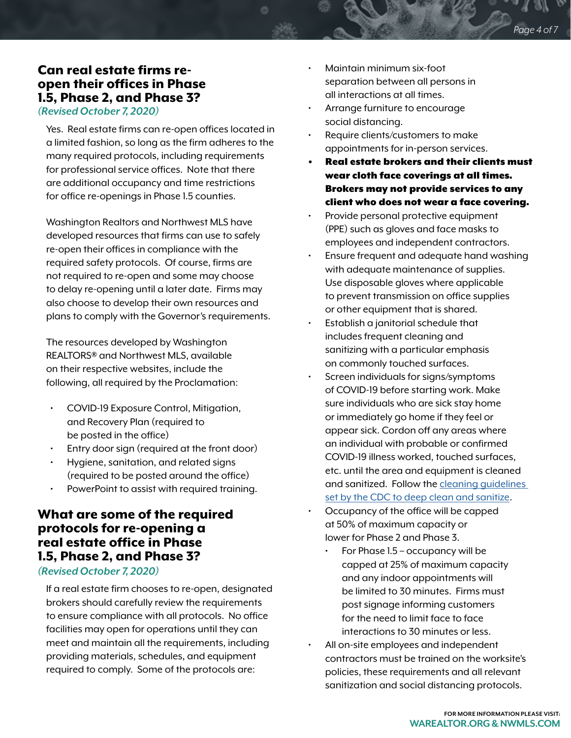## Can real estate firms re-open their offices in Phase 1.5, Phase 2, and Phase 3?

*(Revised October 7, 2020)*

Yes. Real estate firms can re-open offices located in a limited fashion, so long as the firm adheres to the many required protocols, including requirements for professional service offices. Note that there are additional occupancy and time restrictions for office re-openings in Phase 1.5 counties.

Washington Realtors and Northwest MLS have developed resources that firms can use to safely re-open their offices in compliance with the required safety protocols. Of course, firms are not required to re-open and some may choose to delay re-opening until a later date. Firms may also choose to develop their own resources and plans to comply with the Governor's requirements.

The resources developed by Washington REALTORS® and Northwest MLS, available on their respective websites, include the following, all required by the Proclamation:

- COVID-19 Exposure Control, Mitigation, and Recovery Plan (required to be posted in the office)
- Entry door sign (required at the front door)
- Hygiene, sanitation, and related signs (required to be posted around the office)
- PowerPoint to assist with required training.

## What are some of the required protocols for re-opening a real estate office in Phase 1.5, Phase 2, and Phase 3?

*(Revised October 7, 2020)*

If a real estate firm chooses to re-open, designated brokers should carefully review the requirements to ensure compliance with all protocols. No office facilities may open for operations until they can meet and maintain all the requirements, including providing materials, schedules, and equipment required to comply. Some of the protocols are:

- Maintain minimum six-foot separation between all persons in all interactions at all times.
- Arrange furniture to encourage social distancing.
- Require clients/customers to make appointments for in-person services.
- **Real estate brokers and their clients must wear cloth face coverings at all times. Brokers may not provide services to any client who does not wear a face covering.**
- Provide personal protective equipment (PPE) such as gloves and face masks to employees and independent contractors.
- Ensure frequent and adequate hand washing with adequate maintenance of supplies. Use disposable gloves where applicable to prevent transmission on office supplies or other equipment that is shared.
- Establish a janitorial schedule that includes frequent cleaning and sanitizing with a particular emphasis on commonly touched surfaces.
- Screen individuals for signs/symptoms of COVID-19 before starting work. Make sure individuals who are sick stay home or immediately go home if they feel or appear sick. Cordon off any areas where an individual with probable or confirmed COVID-19 illness worked, touched surfaces, etc. until the area and equipment is cleaned and sanitized. Follow the cleaning guidelines set by the CDC to deep clean and sanitize.
- Occupancy of the office will be capped at 50% of maximum capacity or lower for Phase 2 and Phase 3.
  - For Phase 1.5 – occupancy will be capped at 25% of maximum capacity and any indoor appointments will be limited to 30 minutes. Firms must post signage informing customers for the need to limit face to face interactions to 30 minutes or less.
- All on-site employees and independent contractors must be trained on the worksite's policies, these requirements and all relevant sanitization and social distancing protocols.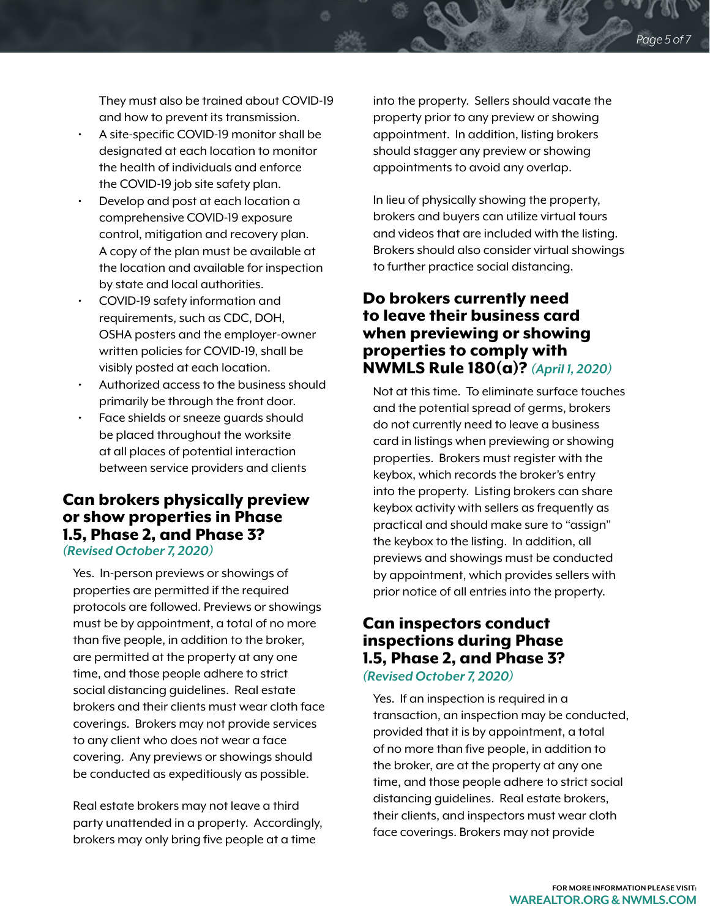They must also be trained about COVID-19 and how to prevent its transmission.

- A site-specific COVID-19 monitor shall be designated at each location to monitor the health of individuals and enforce the COVID-19 job site safety plan.
- Develop and post at each location a comprehensive COVID-19 exposure control, mitigation and recovery plan. A copy of the plan must be available at the location and available for inspection by state and local authorities.
- COVID-19 safety information and requirements, such as CDC, DOH, OSHA posters and the employer-owner written policies for COVID-19, shall be visibly posted at each location.
- Authorized access to the business should primarily be through the front door.
- Face shields or sneeze guards should be placed throughout the worksite at all places of potential interaction between service providers and clients

## Can brokers physically preview or show properties in Phase 1.5, Phase 2, and Phase 3? *(Revised October 7, 2020)*

Yes. In-person previews or showings of properties are permitted if the required protocols are followed. Previews or showings must be by appointment, a total of no more than five people, in addition to the broker, are permitted at the property at any one time, and those people adhere to strict social distancing guidelines. Real estate brokers and their clients must wear cloth face coverings. Brokers may not provide services to any client who does not wear a face covering. Any previews or showings should be conducted as expeditiously as possible.

Real estate brokers may not leave a third party unattended in a property. Accordingly, brokers may only bring five people at a time into the property. Sellers should vacate the property prior to any preview or showing appointment. In addition, listing brokers should stagger any preview or showing appointments to avoid any overlap.

In lieu of physically showing the property, brokers and buyers can utilize virtual tours and videos that are included with the listing. Brokers should also consider virtual showings to further practice social distancing.

## Do brokers currently need to leave their business card when previewing or showing properties to comply with NWMLS Rule 180(a)? *(April 1, 2020)*

Not at this time. To eliminate surface touches and the potential spread of germs, brokers do not currently need to leave a business card in listings when previewing or showing properties. Brokers must register with the keybox, which records the broker's entry into the property. Listing brokers can share keybox activity with sellers as frequently as practical and should make sure to "assign" the keybox to the listing. In addition, all previews and showings must be conducted by appointment, which provides sellers with prior notice of all entries into the property.

## Can inspectors conduct inspections during Phase 1.5, Phase 2, and Phase 3? *(Revised October 7, 2020)*

Yes. If an inspection is required in a transaction, an inspection may be conducted, provided that it is by appointment, a total of no more than five people, in addition to the broker, are at the property at any one time, and those people adhere to strict social distancing guidelines. Real estate brokers, their clients, and inspectors must wear cloth face coverings. Brokers may not provide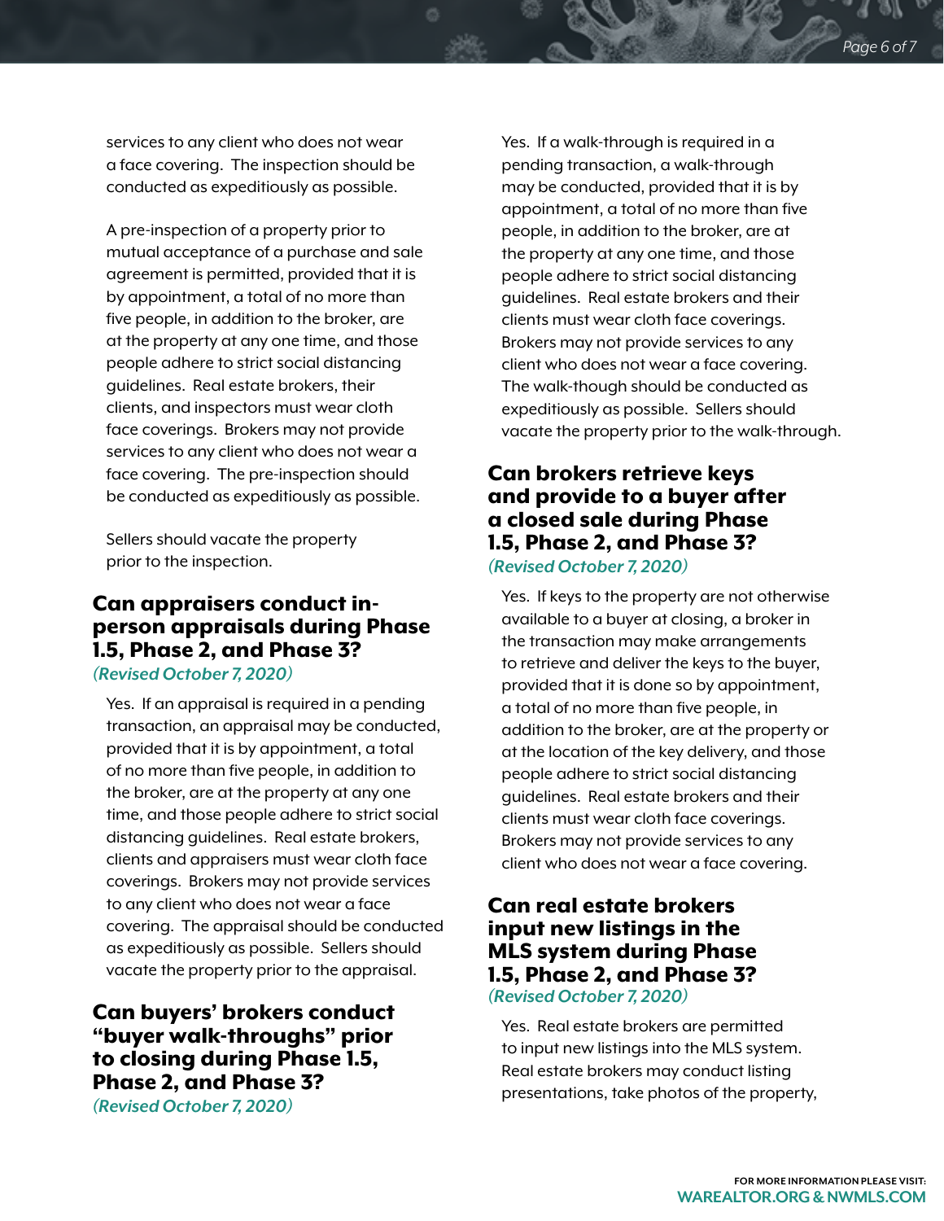services to any client who does not wear a face covering. The inspection should be conducted as expeditiously as possible.

A pre-inspection of a property prior to mutual acceptance of a purchase and sale agreement is permitted, provided that it is by appointment, a total of no more than five people, in addition to the broker, are at the property at any one time, and those people adhere to strict social distancing guidelines. Real estate brokers, their clients, and inspectors must wear cloth face coverings. Brokers may not provide services to any client who does not wear a face covering. The pre-inspection should be conducted as expeditiously as possible.

Sellers should vacate the property prior to the inspection.

## Can appraisers conduct in-person appraisals during Phase 1.5, Phase 2, and Phase 3?

*(Revised October 7, 2020)*

Yes. If an appraisal is required in a pending transaction, an appraisal may be conducted, provided that it is by appointment, a total of no more than five people, in addition to the broker, are at the property at any one time, and those people adhere to strict social distancing guidelines. Real estate brokers, clients and appraisers must wear cloth face coverings. Brokers may not provide services to any client who does not wear a face covering. The appraisal should be conducted as expeditiously as possible. Sellers should vacate the property prior to the appraisal.

## Can buyers' brokers conduct "buyer walk-throughs" prior to closing during Phase 1.5, Phase 2, and Phase 3?

*(Revised October 7, 2020)*

Yes. If a walk-through is required in a pending transaction, a walk-through may be conducted, provided that it is by appointment, a total of no more than five people, in addition to the broker, are at the property at any one time, and those people adhere to strict social distancing guidelines. Real estate brokers and their clients must wear cloth face coverings. Brokers may not provide services to any client who does not wear a face covering. The walk-though should be conducted as expeditiously as possible. Sellers should vacate the property prior to the walk-through.

## Can brokers retrieve keys and provide to a buyer after a closed sale during Phase 1.5, Phase 2, and Phase 3?

*(Revised October 7, 2020)*

Yes. If keys to the property are not otherwise available to a buyer at closing, a broker in the transaction may make arrangements to retrieve and deliver the keys to the buyer, provided that it is done so by appointment, a total of no more than five people, in addition to the broker, are at the property or at the location of the key delivery, and those people adhere to strict social distancing guidelines. Real estate brokers and their clients must wear cloth face coverings. Brokers may not provide services to any client who does not wear a face covering.

## Can real estate brokers input new listings in the MLS system during Phase 1.5, Phase 2, and Phase 3?

*(Revised October 7, 2020)*

Yes. Real estate brokers are permitted to input new listings into the MLS system. Real estate brokers may conduct listing presentations, take photos of the property,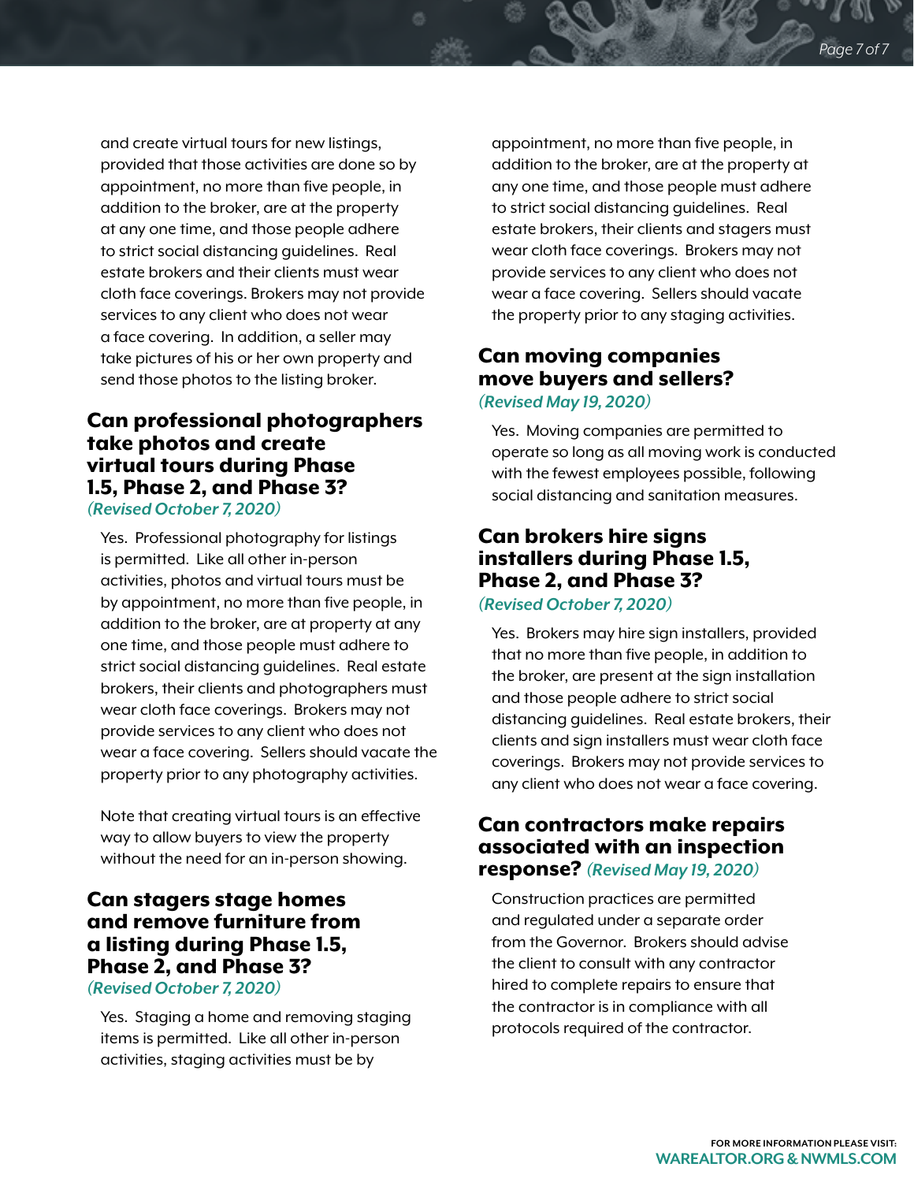and create virtual tours for new listings, provided that those activities are done so by appointment, no more than five people, in addition to the broker, are at the property at any one time, and those people adhere to strict social distancing guidelines. Real estate brokers and their clients must wear cloth face coverings. Brokers may not provide services to any client who does not wear a face covering. In addition, a seller may take pictures of his or her own property and send those photos to the listing broker.

## Can professional photographers take photos and create virtual tours during Phase 1.5, Phase 2, and Phase 3?

*(Revised October 7, 2020)*

Yes. Professional photography for listings is permitted. Like all other in-person activities, photos and virtual tours must be by appointment, no more than five people, in addition to the broker, are at property at any one time, and those people must adhere to strict social distancing guidelines. Real estate brokers, their clients and photographers must wear cloth face coverings. Brokers may not provide services to any client who does not wear a face covering. Sellers should vacate the property prior to any photography activities.

Note that creating virtual tours is an effective way to allow buyers to view the property without the need for an in-person showing.

## Can stagers stage homes and remove furniture from a listing during Phase 1.5, Phase 2, and Phase 3?

*(Revised October 7, 2020)*

Yes. Staging a home and removing staging items is permitted. Like all other in-person activities, staging activities must be by appointment, no more than five people, in addition to the broker, are at the property at any one time, and those people must adhere to strict social distancing guidelines. Real estate brokers, their clients and stagers must wear cloth face coverings. Brokers may not provide services to any client who does not wear a face covering. Sellers should vacate the property prior to any staging activities.

## Can moving companies move buyers and sellers?

*(Revised May 19, 2020)*

Yes. Moving companies are permitted to operate so long as all moving work is conducted with the fewest employees possible, following social distancing and sanitation measures.

## Can brokers hire signs installers during Phase 1.5, Phase 2, and Phase 3?

*(Revised October 7, 2020)*

Yes. Brokers may hire sign installers, provided that no more than five people, in addition to the broker, are present at the sign installation and those people adhere to strict social distancing guidelines. Real estate brokers, their clients and sign installers must wear cloth face coverings. Brokers may not provide services to any client who does not wear a face covering.

## Can contractors make repairs associated with an inspection response? *(Revised May 19, 2020)*

Construction practices are permitted and regulated under a separate order from the Governor. Brokers should advise the client to consult with any contractor hired to complete repairs to ensure that the contractor is in compliance with all protocols required of the contractor.

FOR MORE INFORMATION PLEASE VISIT:
**WAREALTOR.ORG & NWMLS.COM**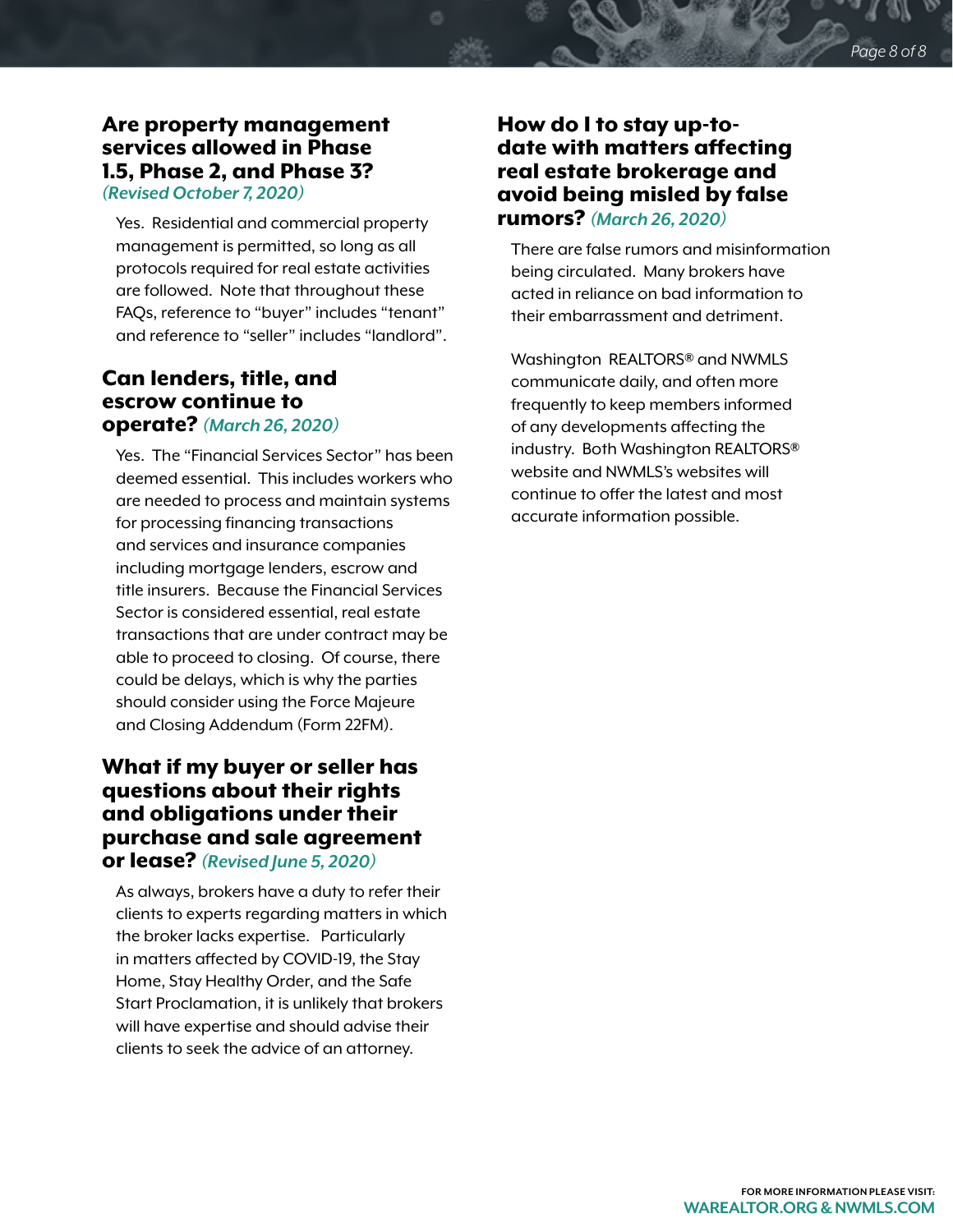### Are property management services allowed in Phase 1.5, Phase 2, and Phase 3? *(Revised October 7, 2020)*

Yes. Residential and commercial property management is permitted, so long as all protocols required for real estate activities are followed. Note that throughout these FAQs, reference to "buyer" includes "tenant" and reference to "seller" includes "landlord".

### Can lenders, title, and escrow continue to operate? *(March 26, 2020)*

Yes. The "Financial Services Sector" has been deemed essential. This includes workers who are needed to process and maintain systems for processing financing transactions and services and insurance companies including mortgage lenders, escrow and title insurers. Because the Financial Services Sector is considered essential, real estate transactions that are under contract may be able to proceed to closing. Of course, there could be delays, which is why the parties should consider using the Force Majeure and Closing Addendum (Form 22FM).

### What if my buyer or seller has questions about their rights and obligations under their purchase and sale agreement or lease? *(Revised June 5, 2020)*

As always, brokers have a duty to refer their clients to experts regarding matters in which the broker lacks expertise. Particularly in matters affected by COVID-19, the Stay Home, Stay Healthy Order, and the Safe Start Proclamation, it is unlikely that brokers will have expertise and should advise their clients to seek the advice of an attorney.

### How do I to stay up-to-date with matters affecting real estate brokerage and avoid being misled by false rumors? *(March 26, 2020)*

There are false rumors and misinformation being circulated. Many brokers have acted in reliance on bad information to their embarrassment and detriment.

Washington REALTORS® and NWMLS communicate daily, and often more frequently to keep members informed of any developments affecting the industry. Both Washington REALTORS® website and NWMLS's websites will continue to offer the latest and most accurate information possible.

FOR MORE INFORMATION PLEASE VISIT:
**WAREALTOR.ORG & NWMLS.COM**